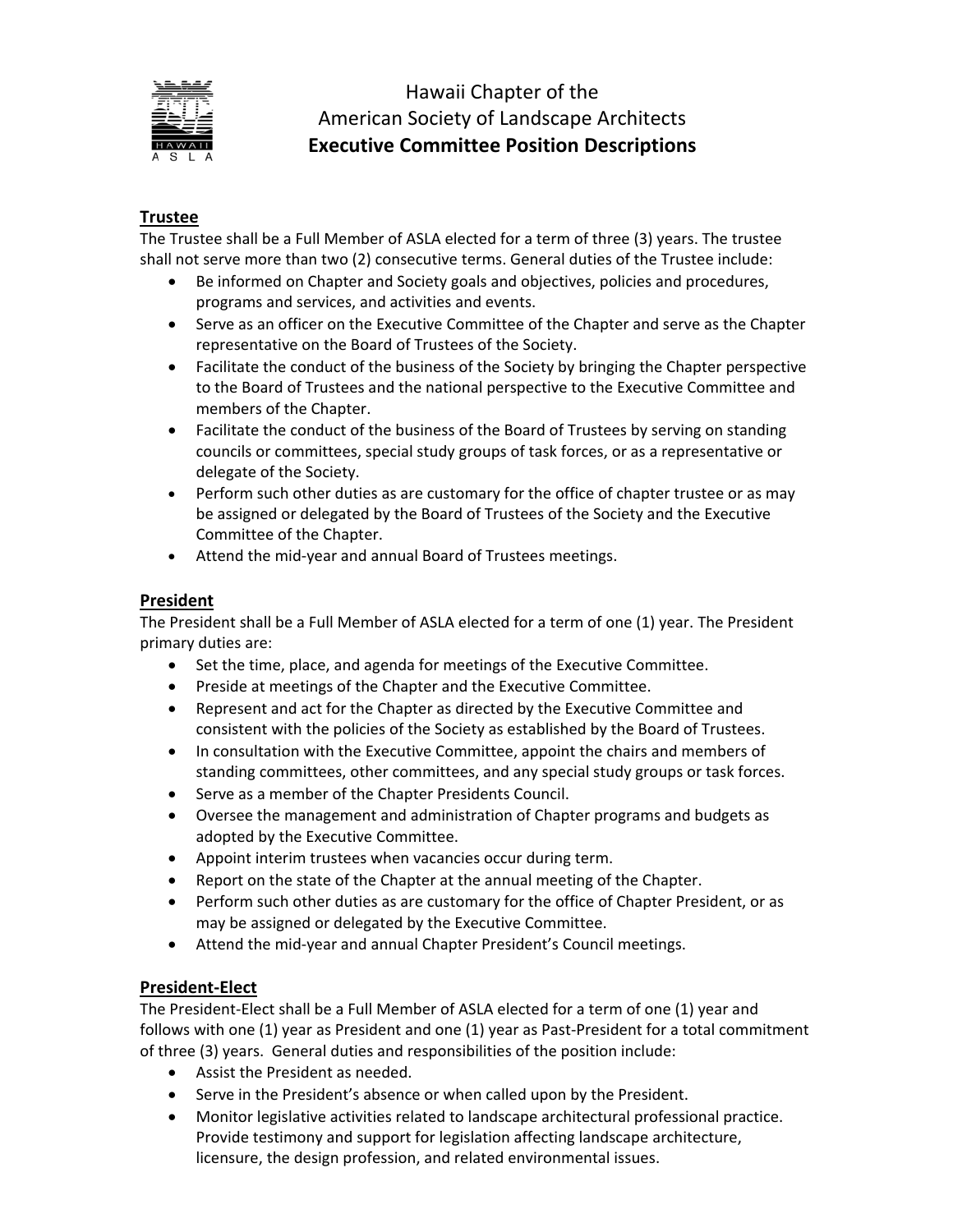# Hawaii Chapter of the American Society of Landscape Architects

## Executive Committee Position Descriptions

### Trustee

The Trustee shall be a Full Member of ASLA elected for a term of three (3) years. The trustee shall not serve more than two (2) consecutive terms. General duties of the Trustee include:

- Be informed on Chapter and Society goals and objectives, policies and procedures, programs and services, and activities and events.
- Serve as an officer on the Executive Committee of the Chapter and serve as the Chapter representative on the Board of Trustees of the Society.
- Facilitate the conduct of the business of the Society by bringing the Chapter perspective to the Board of Trustees and the national perspective to the Executive Committee and members of the Chapter.
- Facilitate the conduct of the business of the Board of Trustees by serving on standing councils or committees, special study groups of task forces, or as a representative or delegate of the Society.
- Perform such other duties as are customary for the office of chapter trustee or as may be assigned or delegated by the Board of Trustees of the Society and the Executive Committee of the Chapter.
- Attend the mid-year and annual Board of Trustees meetings.

### President

The President shall be a Full Member of ASLA elected for a term of one (1) year. The President primary duties are:

- Set the time, place, and agenda for meetings of the Executive Committee.
- Preside at meetings of the Chapter and the Executive Committee.
- Represent and act for the Chapter as directed by the Executive Committee and consistent with the policies of the Society as established by the Board of Trustees.
- In consultation with the Executive Committee, appoint the chairs and members of standing committees, other committees, and any special study groups or task forces.
- Serve as a member of the Chapter Presidents Council.
- Oversee the management and administration of Chapter programs and budgets as adopted by the Executive Committee.
- Appoint interim trustees when vacancies occur during term.
- Report on the state of the Chapter at the annual meeting of the Chapter.
- Perform such other duties as are customary for the office of Chapter President, or as may be assigned or delegated by the Executive Committee.
- Attend the mid-year and annual Chapter President's Council meetings.

### President-Elect

The President-Elect shall be a Full Member of ASLA elected for a term of one (1) year and follows with one (1) year as President and one (1) year as Past-President for a total commitment of three (3) years. General duties and responsibilities of the position include:

- Assist the President as needed.
- Serve in the President's absence or when called upon by the President.
- Monitor legislative activities related to landscape architectural professional practice. Provide testimony and support for legislation affecting landscape architecture, licensure, the design profession, and related environmental issues.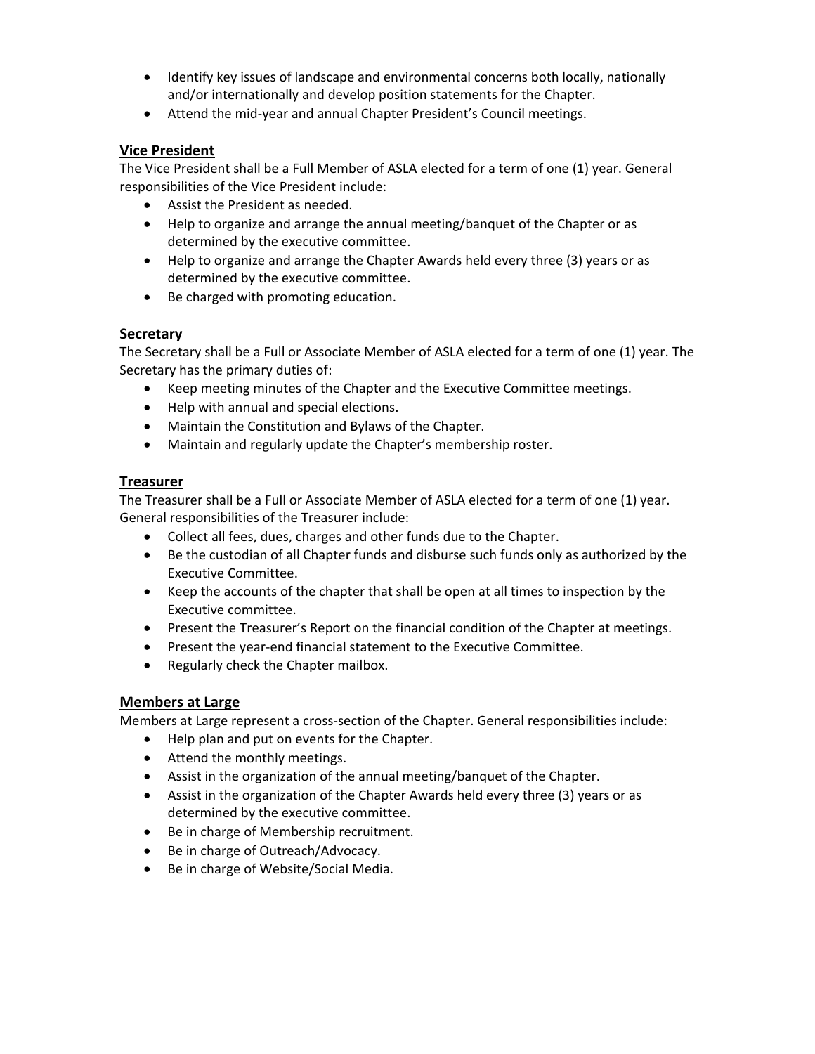- Identify key issues of landscape and environmental concerns both locally, nationally and/or internationally and develop position statements for the Chapter.
- Attend the mid-year and annual Chapter President's Council meetings.

## Vice President

The Vice President shall be a Full Member of ASLA elected for a term of one (1) year. General responsibilities of the Vice President include:

- Assist the President as needed.
- Help to organize and arrange the annual meeting/banquet of the Chapter or as determined by the executive committee.
- Help to organize and arrange the Chapter Awards held every three (3) years or as determined by the executive committee.
- Be charged with promoting education.

## Secretary

The Secretary shall be a Full or Associate Member of ASLA elected for a term of one (1) year. The Secretary has the primary duties of:

- Keep meeting minutes of the Chapter and the Executive Committee meetings.
- Help with annual and special elections.
- Maintain the Constitution and Bylaws of the Chapter.
- Maintain and regularly update the Chapter's membership roster.

## Treasurer

The Treasurer shall be a Full or Associate Member of ASLA elected for a term of one (1) year. General responsibilities of the Treasurer include:

- Collect all fees, dues, charges and other funds due to the Chapter.
- Be the custodian of all Chapter funds and disburse such funds only as authorized by the Executive Committee.
- Keep the accounts of the chapter that shall be open at all times to inspection by the Executive committee.
- Present the Treasurer's Report on the financial condition of the Chapter at meetings.
- Present the year-end financial statement to the Executive Committee.
- Regularly check the Chapter mailbox.

## Members at Large

Members at Large represent a cross-section of the Chapter. General responsibilities include:

- Help plan and put on events for the Chapter.
- Attend the monthly meetings.
- Assist in the organization of the annual meeting/banquet of the Chapter.
- Assist in the organization of the Chapter Awards held every three (3) years or as determined by the executive committee.
- Be in charge of Membership recruitment.
- Be in charge of Outreach/Advocacy.
- Be in charge of Website/Social Media.